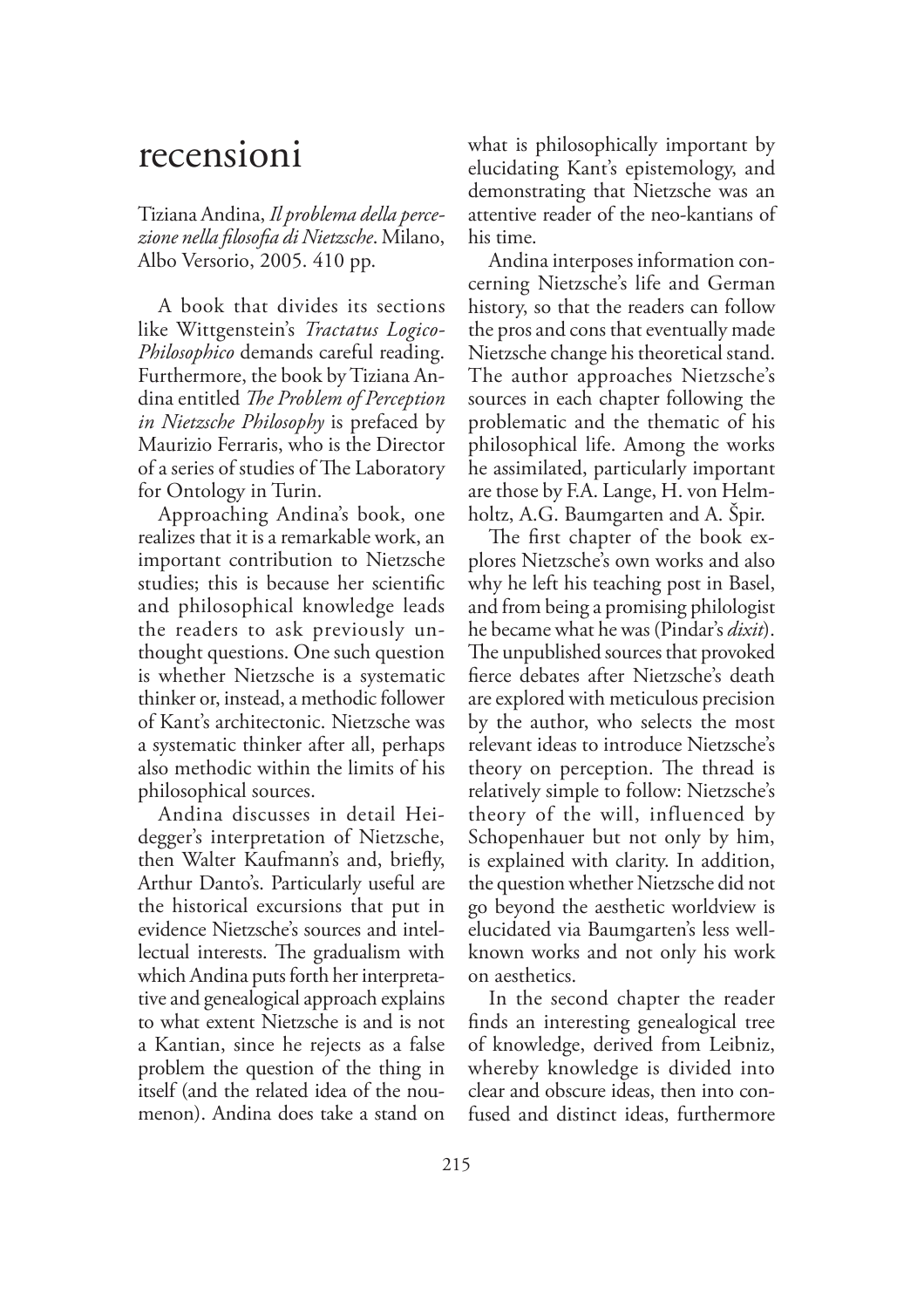# recensioni

Tiziana Andina, *Il problema della percezione nella filosofia di Nietzsche*. Milano, Albo Versorio, 2005. 410 pp.

A book that divides its sections like Wittgenstein's *Tractatus Logico-Philosophico* demands careful reading. Furthermore, the book by Tiziana Andina entitled *The Problem of Perception in Nietzsche Philosophy* is prefaced by Maurizio Ferraris, who is the Director of a series of studies of The Laboratory for Ontology in Turin.

Approaching Andina's book, one realizes that it is a remarkable work, an important contribution to Nietzsche studies; this is because her scientific and philosophical knowledge leads the readers to ask previously unthought questions. One such question is whether Nietzsche is a systematic thinker or, instead, a methodic follower of Kant's architectonic. Nietzsche was a systematic thinker after all, perhaps also methodic within the limits of his philosophical sources.

Andina discusses in detail Heidegger's interpretation of Nietzsche, then Walter Kaufmann's and, briefly, Arthur Danto's. Particularly useful are the historical excursions that put in evidence Nietzsche's sources and intellectual interests. The gradualism with which Andina puts forth her interpretative and genealogical approach explains to what extent Nietzsche is and is not a Kantian, since he rejects as a false problem the question of the thing in itself (and the related idea of the noumenon). Andina does take a stand on what is philosophically important by elucidating Kant's epistemology, and demonstrating that Nietzsche was an attentive reader of the neo-kantians of his time.

Andina interposes information concerning Nietzsche's life and German history, so that the readers can follow the pros and cons that eventually made Nietzsche change his theoretical stand. The author approaches Nietzsche's sources in each chapter following the problematic and the thematic of his philosophical life. Among the works he assimilated, particularly important are those by F.A. Lange, H. von Helmholtz, A.G. Baumgarten and A. Špir.

The first chapter of the book explores Nietzsche's own works and also why he left his teaching post in Basel, and from being a promising philologist he became what he was (Pindar's *dixit*). The unpublished sources that provoked fierce debates after Nietzsche's death are explored with meticulous precision by the author, who selects the most relevant ideas to introduce Nietzsche's theory on perception. The thread is relatively simple to follow: Nietzsche's theory of the will, influenced by Schopenhauer but not only by him, is explained with clarity. In addition, the question whether Nietzsche did not go beyond the aesthetic worldview is elucidated via Baumgarten's less well-known works and not only his work on aesthetics.

In the second chapter the reader finds an interesting genealogical tree of knowledge, derived from Leibniz, whereby knowledge is divided into clear and obscure ideas, then into confused and distinct ideas, furthermore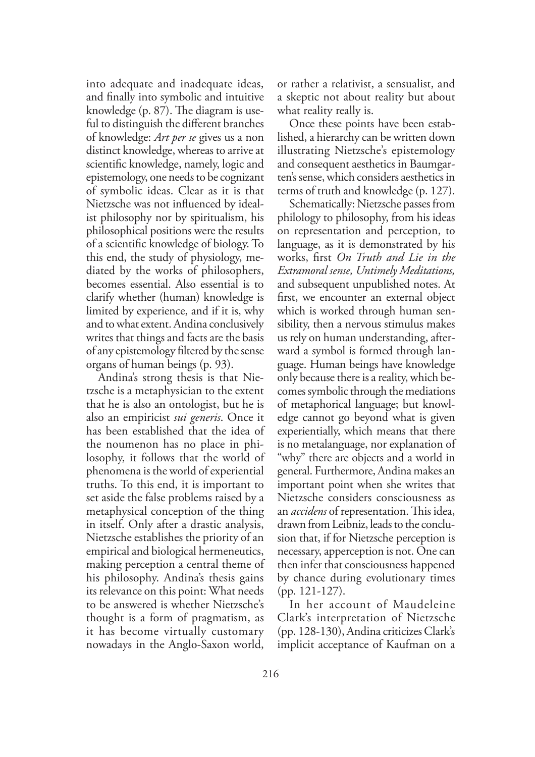into adequate and inadequate ideas, and finally into symbolic and intuitive knowledge (p. 87). The diagram is useful to distinguish the different branches of knowledge: *Art per se* gives us a non distinct knowledge, whereas to arrive at scientific knowledge, namely, logic and epistemology, one needs to be cognizant of symbolic ideas. Clear as it is that Nietzsche was not influenced by idealist philosophy nor by spiritualism, his philosophical positions were the results of a scientific knowledge of biology. To this end, the study of physiology, mediated by the works of philosophers, becomes essential. Also essential is to clarify whether (human) knowledge is limited by experience, and if it is, why and to what extent. Andina conclusively writes that things and facts are the basis of any epistemology filtered by the sense organs of human beings (p. 93).

Andina's strong thesis is that Nietzsche is a metaphysician to the extent that he is also an ontologist, but he is also an empiricist *sui generis*. Once it has been established that the idea of the noumenon has no place in philosophy, it follows that the world of phenomena is the world of experiential truths. To this end, it is important to set aside the false problems raised by a metaphysical conception of the thing in itself. Only after a drastic analysis, Nietzsche establishes the priority of an empirical and biological hermeneutics, making perception a central theme of his philosophy. Andina's thesis gains its relevance on this point: What needs to be answered is whether Nietzsche's thought is a form of pragmatism, as it has become virtually customary nowadays in the Anglo-Saxon world, or rather a relativist, a sensualist, and a skeptic not about reality but about what reality really is.

Once these points have been established, a hierarchy can be written down illustrating Nietzsche's epistemology and consequent aesthetics in Baumgarten's sense, which considers aesthetics in terms of truth and knowledge (p. 127).

Schematically: Nietzsche passes from philology to philosophy, from his ideas on representation and perception, to language, as it is demonstrated by his works, first *On Truth and Lie in the Extramoral sense, Untimely Meditations,* and subsequent unpublished notes. At first, we encounter an external object which is worked through human sensibility, then a nervous stimulus makes us rely on human understanding, afterward a symbol is formed through language. Human beings have knowledge only because there is a reality, which becomes symbolic through the mediations of metaphorical language; but knowledge cannot go beyond what is given experientially, which means that there is no metalanguage, nor explanation of "why" there are objects and a world in general. Furthermore, Andina makes an important point when she writes that Nietzsche considers consciousness as an *accidens* of representation. This idea, drawn from Leibniz, leads to the conclusion that, if for Nietzsche perception is necessary, apperception is not. One can then infer that consciousness happened by chance during evolutionary times (pp. 121-127).

In her account of Maudeleine Clark's interpretation of Nietzsche (pp. 128-130), Andina criticizes Clark's implicit acceptance of Kaufman on a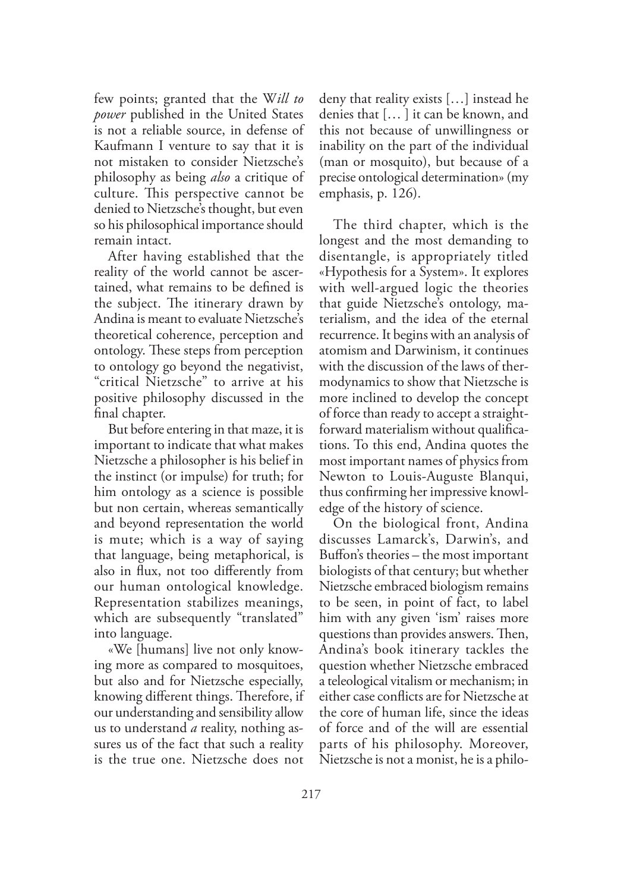few points; granted that the W*ill to power* published in the United States is not a reliable source, in defense of Kaufmann I venture to say that it is not mistaken to consider Nietzsche's philosophy as being *also* a critique of culture. This perspective cannot be denied to Nietzsche's thought, but even so his philosophical importance should remain intact.

After having established that the reality of the world cannot be ascertained, what remains to be defined is the subject. The itinerary drawn by Andina is meant to evaluate Nietzsche's theoretical coherence, perception and ontology. These steps from perception to ontology go beyond the negativist, "critical Nietzsche" to arrive at his positive philosophy discussed in the final chapter.

But before entering in that maze, it is important to indicate that what makes Nietzsche a philosopher is his belief in the instinct (or impulse) for truth; for him ontology as a science is possible but non certain, whereas semantically and beyond representation the world is mute; which is a way of saying that language, being metaphorical, is also in flux, not too differently from our human ontological knowledge. Representation stabilizes meanings, which are subsequently "translated" into language.

«We [humans] live not only knowing more as compared to mosquitoes, but also and for Nietzsche especially, knowing different things. Therefore, if our understanding and sensibility allow us to understand *a* reality, nothing assures us of the fact that such a reality is the true one. Nietzsche does not deny that reality exists […] instead he denies that [… ] it can be known, and this not because of unwillingness or inability on the part of the individual (man or mosquito), but because of a precise ontological determination» (my emphasis, p. 126).

The third chapter, which is the longest and the most demanding to disentangle, is appropriately titled «Hypothesis for a System». It explores with well-argued logic the theories that guide Nietzsche's ontology, materialism, and the idea of the eternal recurrence. It begins with an analysis of atomism and Darwinism, it continues with the discussion of the laws of thermodynamics to show that Nietzsche is more inclined to develop the concept of force than ready to accept a straightforward materialism without qualifications. To this end, Andina quotes the most important names of physics from Newton to Louis-Auguste Blanqui, thus confirming her impressive knowledge of the history of science.

On the biological front, Andina discusses Lamarck's, Darwin's, and Buffon's theories – the most important biologists of that century; but whether Nietzsche embraced biologism remains to be seen, in point of fact, to label him with any given 'ism' raises more questions than provides answers. Then, Andina's book itinerary tackles the question whether Nietzsche embraced a teleological vitalism or mechanism; in either case conflicts are for Nietzsche at the core of human life, since the ideas of force and of the will are essential parts of his philosophy. Moreover, Nietzsche is not a monist, he is a philo-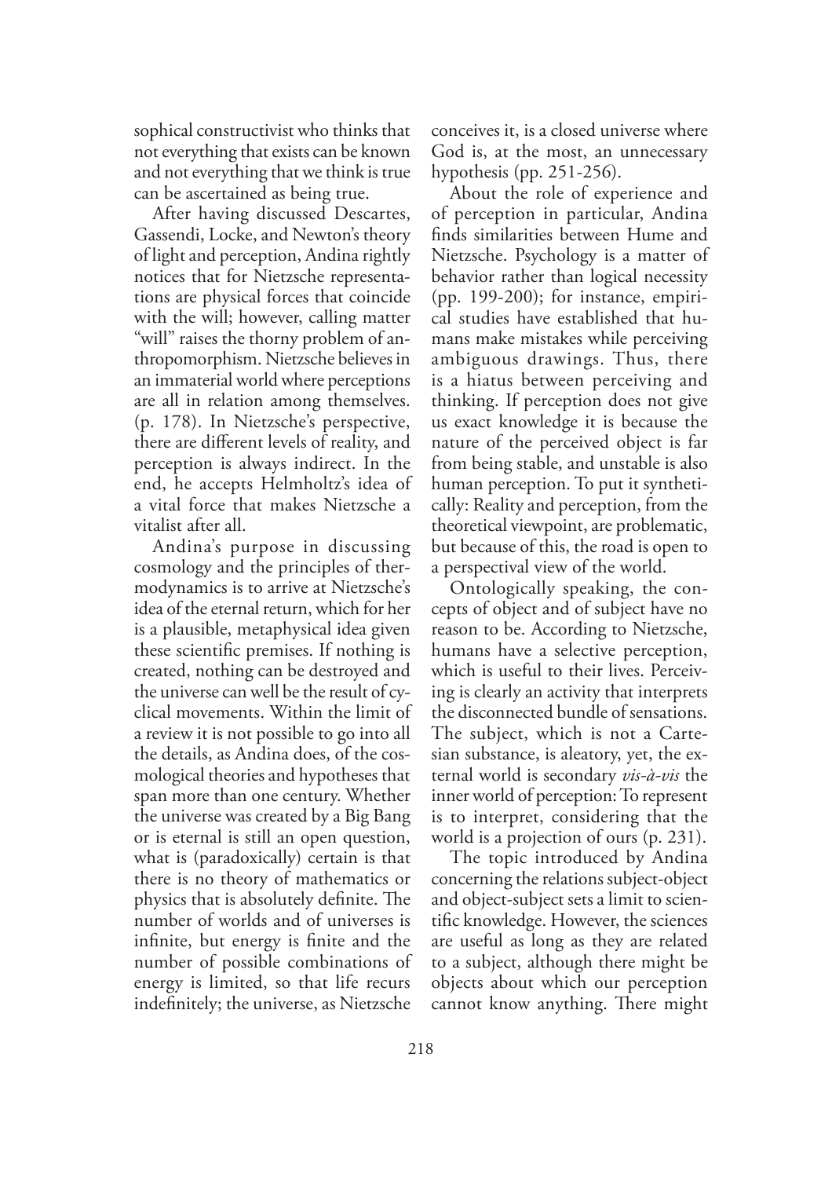sophical constructivist who thinks that not everything that exists can be known and not everything that we think is true can be ascertained as being true.

After having discussed Descartes, Gassendi, Locke, and Newton's theory of light and perception, Andina rightly notices that for Nietzsche representations are physical forces that coincide with the will; however, calling matter "will" raises the thorny problem of anthropomorphism. Nietzsche believes in an immaterial world where perceptions are all in relation among themselves. (p. 178). In Nietzsche's perspective, there are different levels of reality, and perception is always indirect. In the end, he accepts Helmholtz's idea of a vital force that makes Nietzsche a vitalist after all.

Andina's purpose in discussing cosmology and the principles of thermodynamics is to arrive at Nietzsche's idea of the eternal return, which for her is a plausible, metaphysical idea given these scientific premises. If nothing is created, nothing can be destroyed and the universe can well be the result of cyclical movements. Within the limit of a review it is not possible to go into all the details, as Andina does, of the cosmological theories and hypotheses that span more than one century. Whether the universe was created by a Big Bang or is eternal is still an open question, what is (paradoxically) certain is that there is no theory of mathematics or physics that is absolutely definite. The number of worlds and of universes is infinite, but energy is finite and the number of possible combinations of energy is limited, so that life recurs indefinitely; the universe, as Nietzsche conceives it, is a closed universe where God is, at the most, an unnecessary hypothesis (pp. 251-256).

About the role of experience and of perception in particular, Andina finds similarities between Hume and Nietzsche. Psychology is a matter of behavior rather than logical necessity (pp. 199-200); for instance, empirical studies have established that humans make mistakes while perceiving ambiguous drawings. Thus, there is a hiatus between perceiving and thinking. If perception does not give us exact knowledge it is because the nature of the perceived object is far from being stable, and unstable is also human perception. To put it synthetically: Reality and perception, from the theoretical viewpoint, are problematic, but because of this, the road is open to a perspectival view of the world.

Ontologically speaking, the concepts of object and of subject have no reason to be. According to Nietzsche, humans have a selective perception, which is useful to their lives. Perceiving is clearly an activity that interprets the disconnected bundle of sensations. The subject, which is not a Cartesian substance, is aleatory, yet, the external world is secondary *vis-à-vis* the inner world of perception: To represent is to interpret, considering that the world is a projection of ours (p. 231).

The topic introduced by Andina concerning the relations subject-object and object-subject sets a limit to scientific knowledge. However, the sciences are useful as long as they are related to a subject, although there might be objects about which our perception cannot know anything. There might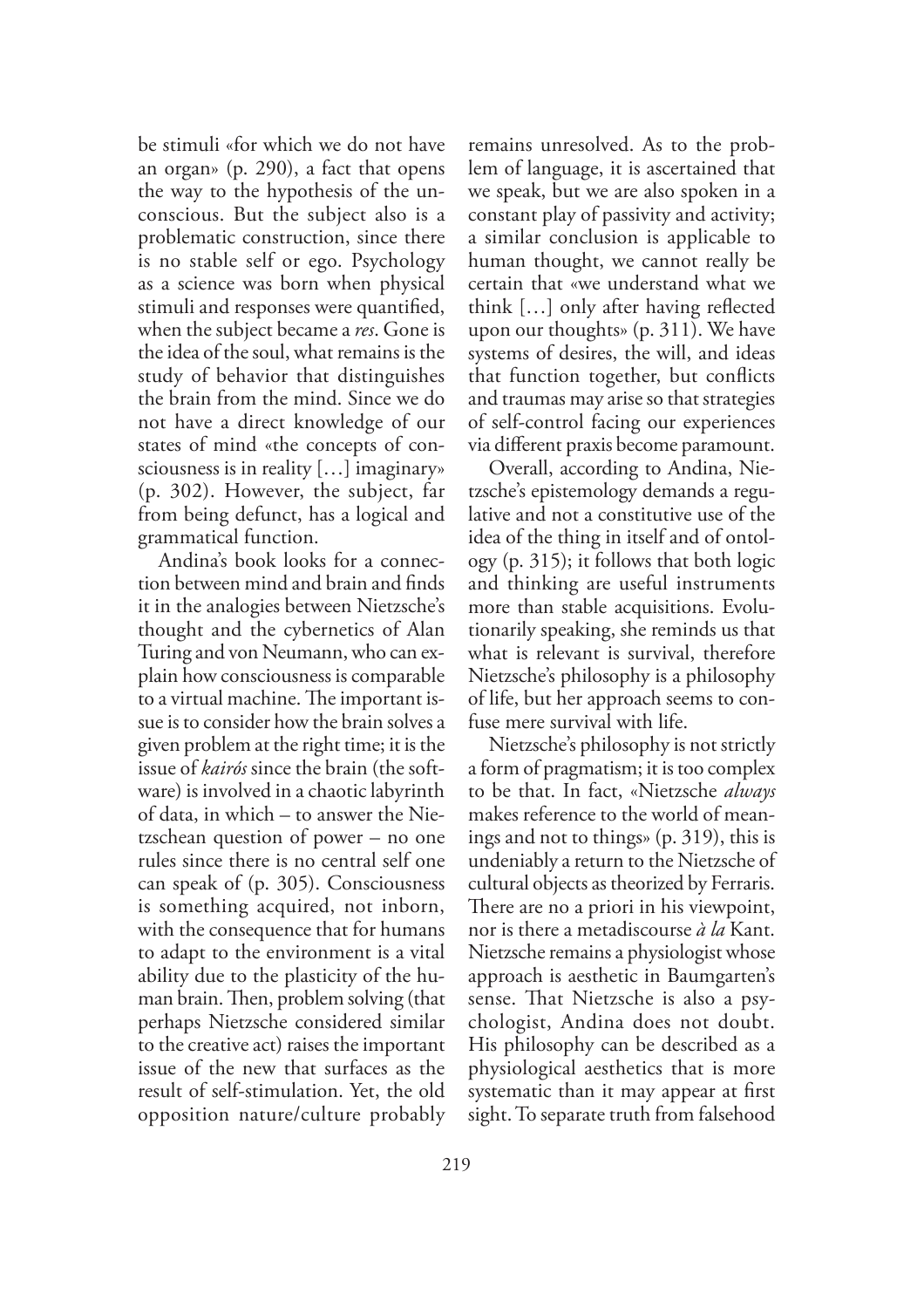be stimuli «for which we do not have an organ» (p. 290), a fact that opens the way to the hypothesis of the unconscious. But the subject also is a problematic construction, since there is no stable self or ego. Psychology as a science was born when physical stimuli and responses were quantified, when the subject became a *res*. Gone is the idea of the soul, what remains is the study of behavior that distinguishes the brain from the mind. Since we do not have a direct knowledge of our states of mind «the concepts of consciousness is in reality […] imaginary» (p. 302). However, the subject, far from being defunct, has a logical and grammatical function.

Andina's book looks for a connection between mind and brain and finds it in the analogies between Nietzsche's thought and the cybernetics of Alan Turing and von Neumann, who can explain how consciousness is comparable to a virtual machine. The important issue is to consider how the brain solves a given problem at the right time; it is the issue of *kairós* since the brain (the software) is involved in a chaotic labyrinth of data, in which – to answer the Nietzschean question of power – no one rules since there is no central self one can speak of (p. 305). Consciousness is something acquired, not inborn, with the consequence that for humans to adapt to the environment is a vital ability due to the plasticity of the human brain. Then, problem solving (that perhaps Nietzsche considered similar to the creative act) raises the important issue of the new that surfaces as the result of self-stimulation. Yet, the old opposition nature/culture probably remains unresolved. As to the problem of language, it is ascertained that we speak, but we are also spoken in a constant play of passivity and activity; a similar conclusion is applicable to human thought, we cannot really be certain that «we understand what we think […] only after having reflected upon our thoughts» (p. 311). We have systems of desires, the will, and ideas that function together, but conflicts and traumas may arise so that strategies of self-control facing our experiences via different praxis become paramount.

Overall, according to Andina, Nietzsche's epistemology demands a regulative and not a constitutive use of the idea of the thing in itself and of ontology (p. 315); it follows that both logic and thinking are useful instruments more than stable acquisitions. Evolutionarily speaking, she reminds us that what is relevant is survival, therefore Nietzsche's philosophy is a philosophy of life, but her approach seems to confuse mere survival with life.

Nietzsche's philosophy is not strictly a form of pragmatism; it is too complex to be that. In fact, «Nietzsche *always* makes reference to the world of meanings and not to things» (p. 319), this is undeniably a return to the Nietzsche of cultural objects as theorized by Ferraris. There are no a priori in his viewpoint, nor is there a metadiscourse *à la* Kant. Nietzsche remains a physiologist whose approach is aesthetic in Baumgarten's sense. That Nietzsche is also a psychologist, Andina does not doubt. His philosophy can be described as a physiological aesthetics that is more systematic than it may appear at first sight. To separate truth from falsehood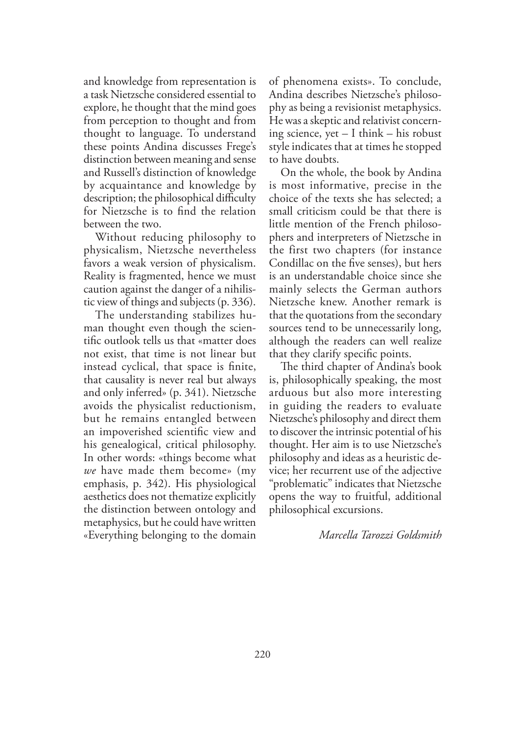and knowledge from representation is a task Nietzsche considered essential to explore, he thought that the mind goes from perception to thought and from thought to language. To understand these points Andina discusses Frege's distinction between meaning and sense and Russell's distinction of knowledge by acquaintance and knowledge by description; the philosophical difficulty for Nietzsche is to find the relation between the two.

Without reducing philosophy to physicalism, Nietzsche nevertheless favors a weak version of physicalism. Reality is fragmented, hence we must caution against the danger of a nihilistic view of things and subjects (p. 336).

The understanding stabilizes human thought even though the scientific outlook tells us that «matter does not exist, that time is not linear but instead cyclical, that space is finite, that causality is never real but always and only inferred» (p. 341). Nietzsche avoids the physicalist reductionism, but he remains entangled between an impoverished scientific view and his genealogical, critical philosophy. In other words: «things become what *we* have made them become» (my emphasis, p. 342). His physiological aesthetics does not thematize explicitly the distinction between ontology and metaphysics, but he could have written «Everything belonging to the domain of phenomena exists». To conclude, Andina describes Nietzsche's philosophy as being a revisionist metaphysics. He was a skeptic and relativist concerning science, yet – I think – his robust style indicates that at times he stopped to have doubts.

On the whole, the book by Andina is most informative, precise in the choice of the texts she has selected; a small criticism could be that there is little mention of the French philosophers and interpreters of Nietzsche in the first two chapters (for instance Condillac on the five senses), but hers is an understandable choice since she mainly selects the German authors Nietzsche knew. Another remark is that the quotations from the secondary sources tend to be unnecessarily long, although the readers can well realize that they clarify specific points.

The third chapter of Andina's book is, philosophically speaking, the most arduous but also more interesting in guiding the readers to evaluate Nietzsche's philosophy and direct them to discover the intrinsic potential of his thought. Her aim is to use Nietzsche's philosophy and ideas as a heuristic device; her recurrent use of the adjective "problematic" indicates that Nietzsche opens the way to fruitful, additional philosophical excursions.

*Marcella Tarozzi Goldsmith*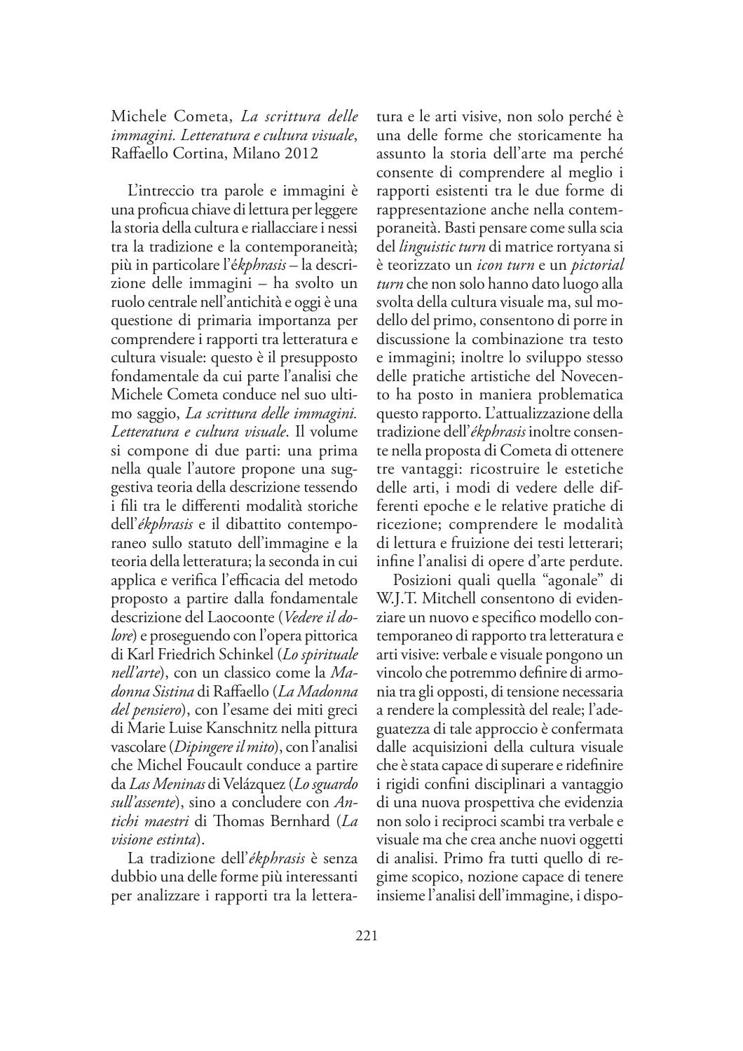Michele Cometa, *La scrittura delle immagini. Letteratura e cultura visuale*, Raffaello Cortina, Milano 2012

L'intreccio tra parole e immagini è una proficua chiave di lettura per leggere la storia della cultura e riallacciare i nessi tra la tradizione e la contemporaneità; più in particolare l'*ékphrasis* – la descrizione delle immagini – ha svolto un ruolo centrale nell'antichità e oggi è una questione di primaria importanza per comprendere i rapporti tra letteratura e cultura visuale: questo è il presupposto fondamentale da cui parte l'analisi che Michele Cometa conduce nel suo ultimo saggio, *La scrittura delle immagini. Letteratura e cultura visuale*. Il volume si compone di due parti: una prima nella quale l'autore propone una suggestiva teoria della descrizione tessendo i fili tra le differenti modalità storiche dell'*ékphrasis* e il dibattito contemporaneo sullo statuto dell'immagine e la teoria della letteratura; la seconda in cui applica e verifica l'efficacia del metodo proposto a partire dalla fondamentale descrizione del Laocoonte (*Vedere il dolore*) e proseguendo con l'opera pittorica di Karl Friedrich Schinkel (*Lo spirituale nell'arte*), con un classico come la *Madonna Sistina* di Raffaello (*La Madonna del pensiero*), con l'esame dei miti greci di Marie Luise Kanschnitz nella pittura vascolare (*Dipingere il mito*), con l'analisi che Michel Foucault conduce a partire da *Las Meninas* di Velázquez (*Lo sguardo sull'assente*), sino a concludere con *Antichi maestri* di Thomas Bernhard (*La visione estinta*).

La tradizione dell'*ékphrasis* è senza dubbio una delle forme più interessanti per analizzare i rapporti tra la letteratura e le arti visive, non solo perché è una delle forme che storicamente ha assunto la storia dell'arte ma perché consente di comprendere al meglio i rapporti esistenti tra le due forme di rappresentazione anche nella contemporaneità. Basti pensare come sulla scia del *linguistic turn* di matrice rortyana si è teorizzato un *icon turn* e un *pictorial turn* che non solo hanno dato luogo alla svolta della cultura visuale ma, sul modello del primo, consentono di porre in discussione la combinazione tra testo e immagini; inoltre lo sviluppo stesso delle pratiche artistiche del Novecento ha posto in maniera problematica questo rapporto. L'attualizzazione della tradizione dell'*ékphrasis* inoltre consente nella proposta di Cometa di ottenere tre vantaggi: ricostruire le estetiche delle arti, i modi di vedere delle differenti epoche e le relative pratiche di ricezione; comprendere le modalità di lettura e fruizione dei testi letterari; infine l'analisi di opere d'arte perdute.

Posizioni quali quella "agonale" di W.J.T. Mitchell consentono di evidenziare un nuovo e specifico modello contemporaneo di rapporto tra letteratura e arti visive: verbale e visuale pongono un vincolo che potremmo definire di armonia tra gli opposti, di tensione necessaria a rendere la complessità del reale; l'adeguatezza di tale approccio è confermata dalle acquisizioni della cultura visuale che è stata capace di superare e ridefinire i rigidi confini disciplinari a vantaggio di una nuova prospettiva che evidenzia non solo i reciproci scambi tra verbale e visuale ma che crea anche nuovi oggetti di analisi. Primo fra tutti quello di regime scopico, nozione capace di tenere insieme l'analisi dell'immagine, i dispo-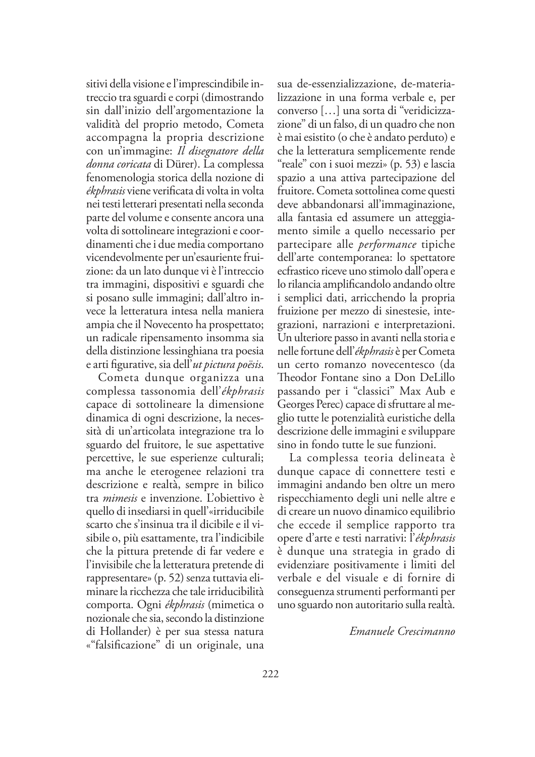sitivi della visione e l'imprescindibile intreccio tra sguardi e corpi (dimostrando sin dall'inizio dell'argomentazione la validità del proprio metodo, Cometa accompagna la propria descrizione con un'immagine: *Il disegnatore della donna coricata* di Dürer). La complessa fenomenologia storica della nozione di *ékphrasis* viene verificata di volta in volta nei testi letterari presentati nella seconda parte del volume e consente ancora una volta di sottolineare integrazioni e coordinamenti che i due media comportano vicendevolmente per un'esauriente fruizione: da un lato dunque vi è l'intreccio tra immagini, dispositivi e sguardi che si posano sulle immagini; dall'altro invece la letteratura intesa nella maniera ampia che il Novecento ha prospettato; un radicale ripensamento insomma sia della distinzione lessinghiana tra poesia e arti figurative, sia dell'*ut pictura poësis*.

Cometa dunque organizza una complessa tassonomia dell'*ékphrasis* capace di sottolineare la dimensione dinamica di ogni descrizione, la necessità di un'articolata integrazione tra lo sguardo del fruitore, le sue aspettative percettive, le sue esperienze culturali; ma anche le eterogenee relazioni tra descrizione e realtà, sempre in bilico tra *mimesis* e invenzione. L'obiettivo è quello di insediarsi in quell'«irriducibile scarto che s'insinua tra il dicibile e il visibile o, più esattamente, tra l'indicibile che la pittura pretende di far vedere e l'invisibile che la letteratura pretende di rappresentare» (p. 52) senza tuttavia eliminare la ricchezza che tale irriducibilità comporta. Ogni *ékphrasis* (mimetica o nozionale che sia, secondo la distinzione di Hollander) è per sua stessa natura «"falsificazione" di un originale, una sua de-essenzializzazione, de-materializzazione in una forma verbale e, per converso […] una sorta di "veridicizzazione" di un falso, di un quadro che non è mai esistito (o che è andato perduto) e che la letteratura semplicemente rende "reale" con i suoi mezzi» (p. 53) e lascia spazio a una attiva partecipazione del fruitore. Cometa sottolinea come questi deve abbandonarsi all'immaginazione, alla fantasia ed assumere un atteggiamento simile a quello necessario per partecipare alle *performance* tipiche dell'arte contemporanea: lo spettatore ecfrastico riceve uno stimolo dall'opera e lo rilancia amplificandolo andando oltre i semplici dati, arricchendo la propria fruizione per mezzo di sinestesie, integrazioni, narrazioni e interpretazioni. Un ulteriore passo in avanti nella storia e nelle fortune dell'*ékphrasis* è per Cometa un certo romanzo novecentesco (da Theodor Fontane sino a Don DeLillo passando per i "classici" Max Aub e Georges Perec) capace di sfruttare al meglio tutte le potenzialità euristiche della descrizione delle immagini e sviluppare sino in fondo tutte le sue funzioni.

La complessa teoria delineata è dunque capace di connettere testi e immagini andando ben oltre un mero rispecchiamento degli uni nelle altre e di creare un nuovo dinamico equilibrio che eccede il semplice rapporto tra opere d'arte e testi narrativi: l'*ékphrasis* è dunque una strategia in grado di evidenziare positivamente i limiti del verbale e del visuale e di fornire di conseguenza strumenti performanti per uno sguardo non autoritario sulla realtà.

*Emanuele Crescimanno*